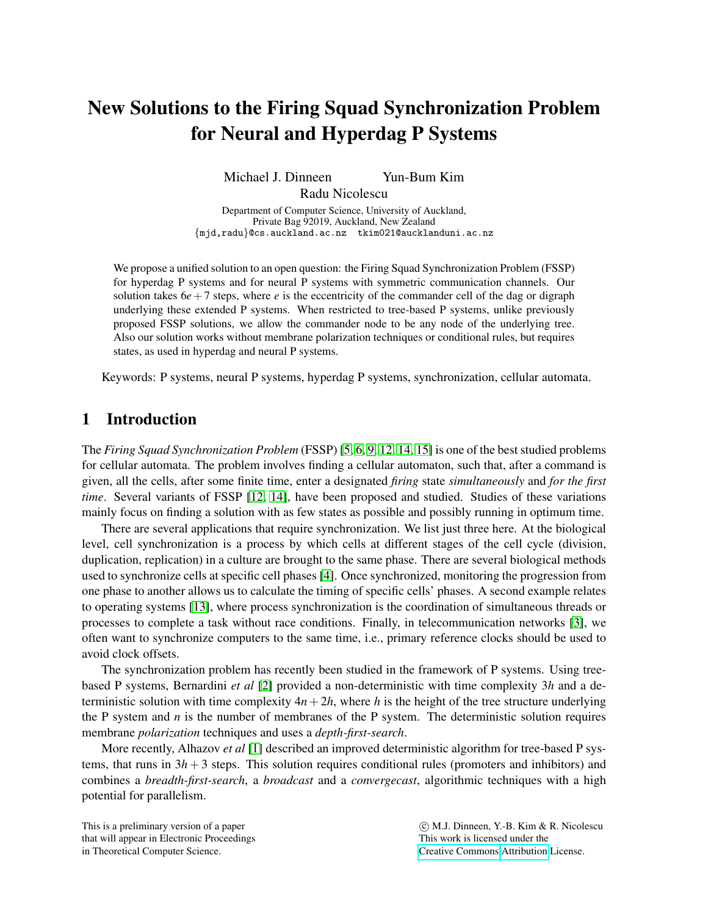# New Solutions to the Firing Squad Synchronization Problem for Neural and Hyperdag P Systems

Michael J. Dinneen    Yun-Bum Kim
Radu Nicolescu

Department of Computer Science, University of Auckland,
Private Bag 92019, Auckland, New Zealand
{mjd,radu}@cs.auckland.ac.nz  tkim021@aucklanduni.ac.nz

We propose a unified solution to an open question: the Firing Squad Synchronization Problem (FSSP) for hyperdag P systems and for neural P systems with symmetric communication channels. Our solution takes $6e+7$ steps, where $e$ is the eccentricity of the commander cell of the dag or digraph underlying these extended P systems. When restricted to tree-based P systems, unlike previously proposed FSSP solutions, we allow the commander node to be any node of the underlying tree. Also our solution works without membrane polarization techniques or conditional rules, but requires states, as used in hyperdag and neural P systems.

Keywords: P systems, neural P systems, hyperdag P systems, synchronization, cellular automata.

## 1 Introduction

The *Firing Squad Synchronization Problem* (FSSP) [5, 6, 9, 12, 14, 15] is one of the best studied problems for cellular automata. The problem involves finding a cellular automaton, such that, after a command is given, all the cells, after some finite time, enter a designated *firing* state *simultaneously* and *for the first time*. Several variants of FSSP [12, 14], have been proposed and studied. Studies of these variations mainly focus on finding a solution with as few states as possible and possibly running in optimum time.

There are several applications that require synchronization. We list just three here. At the biological level, cell synchronization is a process by which cells at different stages of the cell cycle (division, duplication, replication) in a culture are brought to the same phase. There are several biological methods used to synchronize cells at specific cell phases [4]. Once synchronized, monitoring the progression from one phase to another allows us to calculate the timing of specific cells' phases. A second example relates to operating systems [13], where process synchronization is the coordination of simultaneous threads or processes to complete a task without race conditions. Finally, in telecommunication networks [3], we often want to synchronize computers to the same time, i.e., primary reference clocks should be used to avoid clock offsets.

The synchronization problem has recently been studied in the framework of P systems. Using tree-based P systems, Bernardini *et al* [2] provided a non-deterministic with time complexity $3h$ and a deterministic solution with time complexity $4n+2h$, where $h$ is the height of the tree structure underlying the P system and $n$ is the number of membranes of the P system. The deterministic solution requires membrane *polarization* techniques and uses a *depth-first-search*.

More recently, Alhazov *et al* [1] described an improved deterministic algorithm for tree-based P systems, that runs in $3h+3$ steps. This solution requires conditional rules (promoters and inhibitors) and combines a *breadth-first-search*, a *broadcast* and a *convergecast*, algorithmic techniques with a high potential for parallelism.

This is a preliminary version of a paper that will appear in Electronic Proceedings in Theoretical Computer Science.

© M.J. Dinneen, Y.-B. Kim & R. Nicolescu
This work is licensed under the Creative Commons Attribution License.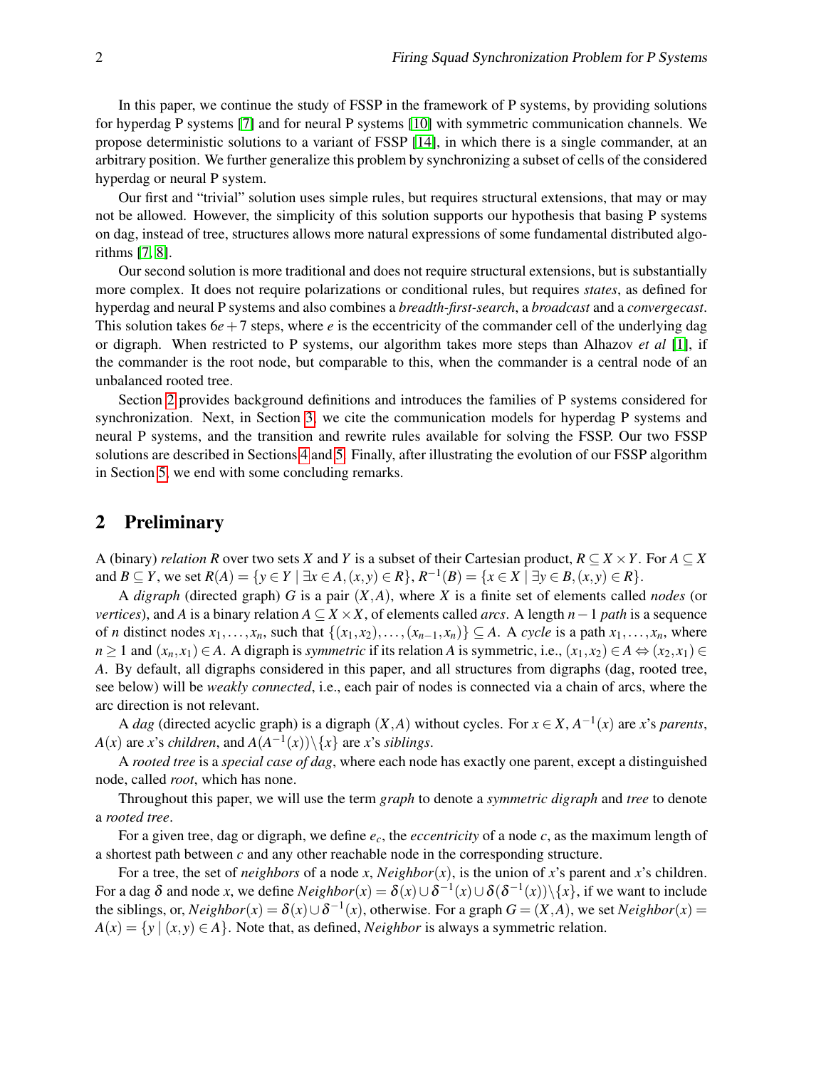In this paper, we continue the study of FSSP in the framework of P systems, by providing solutions for hyperdag P systems [7] and for neural P systems [10] with symmetric communication channels. We propose deterministic solutions to a variant of FSSP [14], in which there is a single commander, at an arbitrary position. We further generalize this problem by synchronizing a subset of cells of the considered hyperdag or neural P system.

Our first and "trivial" solution uses simple rules, but requires structural extensions, that may or may not be allowed. However, the simplicity of this solution supports our hypothesis that basing P systems on dag, instead of tree, structures allows more natural expressions of some fundamental distributed algorithms [7, 8].

Our second solution is more traditional and does not require structural extensions, but is substantially more complex. It does not require polarizations or conditional rules, but requires *states*, as defined for hyperdag and neural P systems and also combines a *breadth-first-search*, a *broadcast* and a *convergecast*. This solution takes $6e+7$ steps, where $e$ is the eccentricity of the commander cell of the underlying dag or digraph. When restricted to P systems, our algorithm takes more steps than Alhazov *et al* [1], if the commander is the root node, but comparable to this, when the commander is a central node of an unbalanced rooted tree.

Section 2 provides background definitions and introduces the families of P systems considered for synchronization. Next, in Section 3, we cite the communication models for hyperdag P systems and neural P systems, and the transition and rewrite rules available for solving the FSSP. Our two FSSP solutions are described in Sections 4 and 5. Finally, after illustrating the evolution of our FSSP algorithm in Section 5, we end with some concluding remarks.

## 2 Preliminary

A (binary) *relation* $R$ over two sets $X$ and $Y$ is a subset of their Cartesian product, $R \subseteq X \times Y$. For $A \subseteq X$ and $B \subseteq Y$, we set $R(A) = \{y \in Y \mid \exists x \in A, (x,y) \in R\}$, $R^{-1}(B) = \{x \in X \mid \exists y \in B, (x,y) \in R\}$.

A *digraph* (directed graph) $G$ is a pair $(X,A)$, where $X$ is a finite set of elements called *nodes* (or *vertices*), and $A$ is a binary relation $A \subseteq X \times X$, of elements called *arcs*. A length $n-1$ *path* is a sequence of $n$ distinct nodes $x_1,\ldots,x_n$, such that $\{(x_1,x_2),\ldots,(x_{n-1},x_n)\} \subseteq A$. A *cycle* is a path $x_1,\ldots,x_n$, where $n \geq 1$ and $(x_n,x_1) \in A$. A digraph is *symmetric* if its relation $A$ is symmetric, i.e., $(x_1,x_2) \in A \Leftrightarrow (x_2,x_1) \in A$. By default, all digraphs considered in this paper, and all structures from digraphs (dag, rooted tree, see below) will be *weakly connected*, i.e., each pair of nodes is connected via a chain of arcs, where the arc direction is not relevant.

A *dag* (directed acyclic graph) is a digraph $(X,A)$ without cycles. For $x \in X$, $A^{-1}(x)$ are $x$'s *parents*, $A(x)$ are $x$'s *children*, and $A(A^{-1}(x)) \backslash \{x\}$ are $x$'s *siblings*.

A *rooted tree* is a *special case of dag*, where each node has exactly one parent, except a distinguished node, called *root*, which has none.

Throughout this paper, we will use the term *graph* to denote a *symmetric digraph* and *tree* to denote a *rooted tree*.

For a given tree, dag or digraph, we define $e_c$, the *eccentricity* of a node $c$, as the maximum length of a shortest path between $c$ and any other reachable node in the corresponding structure.

For a tree, the set of *neighbors* of a node $x$, $Neighbor(x)$, is the union of $x$'s parent and $x$'s children. For a dag $\delta$ and node $x$, we define $Neighbor(x) = \delta(x) \cup \delta^{-1}(x) \cup \delta(\delta^{-1}(x)) \backslash \{x\}$, if we want to include the siblings, or, $Neighbor(x) = \delta(x) \cup \delta^{-1}(x)$, otherwise. For a graph $G = (X,A)$, we set $Neighbor(x) = A(x) = \{y \mid (x,y) \in A\}$. Note that, as defined, *Neighbor* is always a symmetric relation.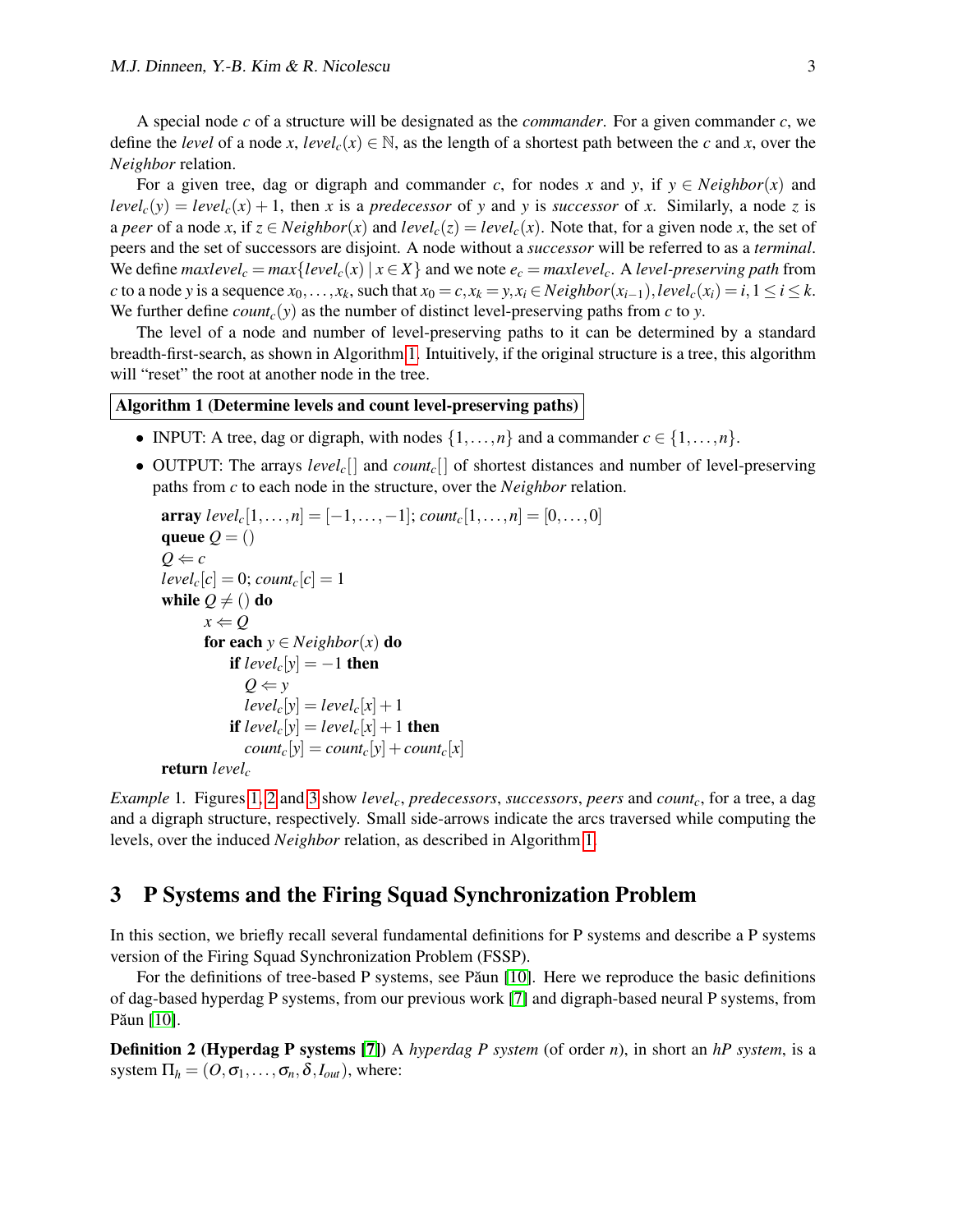A special node $c$ of a structure will be designated as the *commander*. For a given commander $c$, we define the *level* of a node $x$, $level_c(x) \in \mathbb{N}$, as the length of a shortest path between the $c$ and $x$, over the *Neighbor* relation.

For a given tree, dag or digraph and commander $c$, for nodes $x$ and $y$, if $y \in Neighbor(x)$ and $level_c(y) = level_c(x) + 1$, then $x$ is a *predecessor* of $y$ and $y$ is *successor* of $x$. Similarly, a node $z$ is a *peer* of a node $x$, if $z \in Neighbor(x)$ and $level_c(z) = level_c(x)$. Note that, for a given node $x$, the set of peers and the set of successors are disjoint. A node without a *successor* will be referred to as a *terminal*. We define $maxlevel_c = max\{level_c(x) \mid x \in X\}$ and we note $e_c = maxlevel_c$. A *level-preserving path* from $c$ to a node $y$ is a sequence $x_0, \ldots, x_k$, such that $x_0 = c, x_k = y, x_i \in Neighbor(x_{i-1}), level_c(x_i) = i, 1 \leq i \leq k$. We further define $count_c(y)$ as the number of distinct level-preserving paths from $c$ to $y$.

The level of a node and number of level-preserving paths to it can be determined by a standard breadth-first-search, as shown in Algorithm 1. Intuitively, if the original structure is a tree, this algorithm will "reset" the root at another node in the tree.

**Algorithm 1 (Determine levels and count level-preserving paths)**

- INPUT: A tree, dag or digraph, with nodes $\{1, \ldots, n\}$ and a commander $c \in \{1, \ldots, n\}$.
- OUTPUT: The arrays $level_c[]$ and $count_c[]$ of shortest distances and number of level-preserving paths from $c$ to each node in the structure, over the *Neighbor* relation.

```
array level_c[1,...,n] = [-1,...,-1]; count_c[1,...,n] = [0,...,0]
queue Q = ()
Q ⇐ c
level_c[c] = 0; count_c[c] = 1
while Q ≠ () do
    x ⇐ Q
    for each y ∈ Neighbor(x) do
        if level_c[y] = -1 then
            Q ⇐ y
            level_c[y] = level_c[x] + 1
        if level_c[y] = level_c[x] + 1 then
            count_c[y] = count_c[y] + count_c[x]
return level_c
```

*Example* 1. Figures 1, 2 and 3 show $level_c$, *predecessors*, *successors*, *peers* and $count_c$, for a tree, a dag and a digraph structure, respectively. Small side-arrows indicate the arcs traversed while computing the levels, over the induced *Neighbor* relation, as described in Algorithm 1.

## 3 P Systems and the Firing Squad Synchronization Problem

In this section, we briefly recall several fundamental definitions for P systems and describe a P systems version of the Firing Squad Synchronization Problem (FSSP).

For the definitions of tree-based P systems, see Păun [10]. Here we reproduce the basic definitions of dag-based hyperdag P systems, from our previous work [7] and digraph-based neural P systems, from Păun [10].

**Definition 2 (Hyperdag P systems [7])** A *hyperdag P system* (of order $n$), in short an *hP system*, is a system $\Pi_h = (O, \sigma_1, \ldots, \sigma_n, \delta, I_{out})$, where: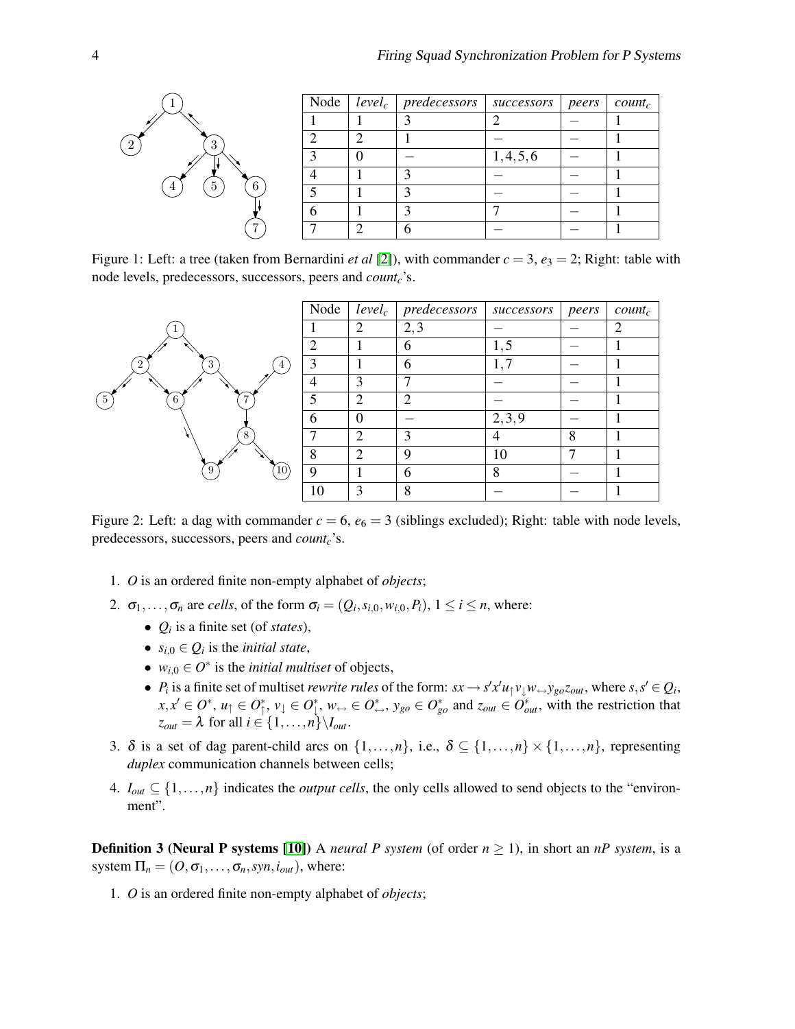| Node | $level_c$ | $predecessors$ | $successors$ | $peers$ | $count_c$ |
|---|---|---|---|---|---|
| 1 | 1 | 3 | 2 | − | 1 |
| 2 | 2 | 1 | − | − | 1 |
| 3 | 0 | − | 1,4,5,6 | − | 1 |
| 4 | 1 | 3 | − | − | 1 |
| 5 | 1 | 3 | − | − | 1 |
| 6 | 1 | 3 | 7 | − | 1 |
| 7 | 2 | 6 | − | − | 1 |

Figure 1: Left: a tree (taken from Bernardini *et al* [2]), with commander $c = 3$, $e_3 = 2$; Right: table with node levels, predecessors, successors, peers and $count_c$'s.

| Node | $level_c$ | $predecessors$ | $successors$ | $peers$ | $count_c$ |
|---|---|---|---|---|---|
| 1 | 2 | 2,3 | − | − | 2 |
| 2 | 1 | 6 | 1,5 | − | 1 |
| 3 | 1 | 6 | 1,7 | − | 1 |
| 4 | 3 | 7 | − | − | 1 |
| 5 | 2 | 2 | − | − | 1 |
| 6 | 0 | − | 2,3,9 | − | 1 |
| 7 | 2 | 3 | 4 | 8 | 1 |
| 8 | 2 | 9 | 10 | 7 | 1 |
| 9 | 1 | 6 | 8 | − | 1 |
| 10 | 3 | 8 | − | − | 1 |

Figure 2: Left: a dag with commander $c = 6$, $e_6 = 3$ (siblings excluded); Right: table with node levels, predecessors, successors, peers and $count_c$'s.

1. $O$ is an ordered finite non-empty alphabet of *objects*;
2. $\sigma_1, \ldots, \sigma_n$ are *cells*, of the form $\sigma_i = (Q_i, s_{i,0}, w_{i,0}, P_i)$, $1 \le i \le n$, where:
   - $Q_i$ is a finite set (of *states*),
   - $s_{i,0} \in Q_i$ is the *initial state*,
   - $w_{i,0} \in O^*$ is the *initial multiset* of objects,
   - $P_i$ is a finite set of multiset *rewrite rules* of the form: $sx \rightarrow s'x'u_{\uparrow}v_{\downarrow}w_{\leftrightarrow}y_{go}z_{out}$, where $s, s' \in Q_i$, $x, x' \in O^*$, $u_{\uparrow} \in O^*_{\uparrow}$, $v_{\downarrow} \in O^*_{\downarrow}$, $w_{\leftrightarrow} \in O^*_{\leftrightarrow}$, $y_{go} \in O^*_{go}$ and $z_{out} \in O^*_{out}$, with the restriction that $z_{out} = \lambda$ for all $i \in \{1, \ldots, n\} \backslash I_{out}$.
3. $\delta$ is a set of dag parent-child arcs on $\{1, \ldots, n\}$, i.e., $\delta \subseteq \{1, \ldots, n\} \times \{1, \ldots, n\}$, representing *duplex* communication channels between cells;
4. $I_{out} \subseteq \{1, \ldots, n\}$ indicates the *output cells*, the only cells allowed to send objects to the "environment".

**Definition 3 (Neural P systems [10])** A *neural P system* (of order $n \ge 1$), in short an *nP system*, is a system $\Pi_n = (O, \sigma_1, \ldots, \sigma_n, syn, i_{out})$, where:

1. $O$ is an ordered finite non-empty alphabet of *objects*;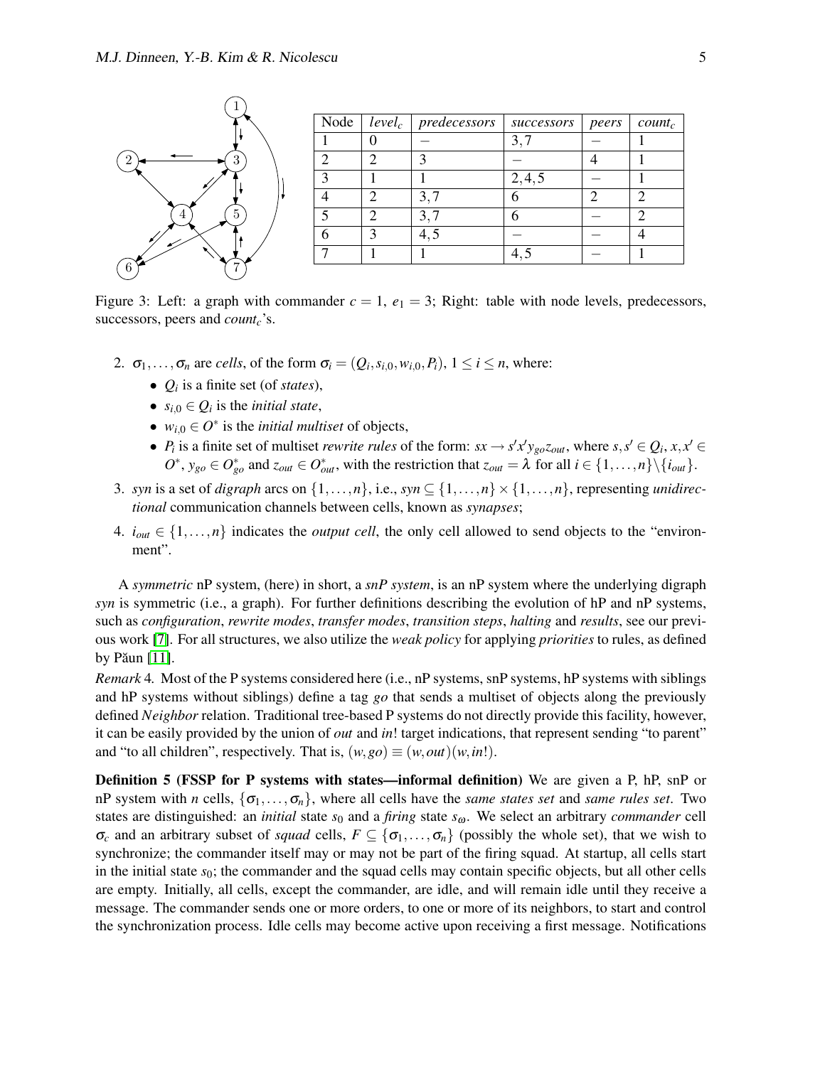| Node | $level_c$ | *predecessors* | *successors* | *peers* | $count_c$ |
| --- | --- | --- | --- | --- | --- |
| 1 | 0 | − | 3,7 | − | 1 |
| 2 | 2 | 3 | − | 4 | 1 |
| 3 | 1 | 1 | 2,4,5 | − | 1 |
| 4 | 2 | 3,7 | 6 | 2 | 2 |
| 5 | 2 | 3,7 | 6 | − | 2 |
| 6 | 3 | 4,5 | − | − | 4 |
| 7 | 1 | 1 | 4,5 | − | 1 |

Figure 3: Left: a graph with commander $c = 1$, $e_1 = 3$; Right: table with node levels, predecessors, successors, peers and $count_c$'s.

2. $\sigma_1, \ldots, \sigma_n$ are *cells*, of the form $\sigma_i = (Q_i, s_{i,0}, w_{i,0}, P_i)$, $1 \leq i \leq n$, where:
   - $Q_i$ is a finite set (of *states*),
   - $s_{i,0} \in Q_i$ is the *initial state*,
   - $w_{i,0} \in O^*$ is the *initial multiset* of objects,
   - $P_i$ is a finite set of multiset *rewrite rules* of the form: $sx \rightarrow s'x'y_{go}z_{out}$, where $s, s' \in Q_i$, $x, x' \in O^*$, $y_{go} \in O^*_{go}$ and $z_{out} \in O^*_{out}$, with the restriction that $z_{out} = \lambda$ for all $i \in \{1, \ldots, n\} \backslash \{i_{out}\}$.
3. *syn* is a set of *digraph* arcs on $\{1, \ldots, n\}$, i.e., $syn \subseteq \{1, \ldots, n\} \times \{1, \ldots, n\}$, representing *unidirectional* communication channels between cells, known as *synapses*;
4. $i_{out} \in \{1, \ldots, n\}$ indicates the *output cell*, the only cell allowed to send objects to the "environment".

A *symmetric* nP system, (here) in short, a *snP system*, is an nP system where the underlying digraph *syn* is symmetric (i.e., a graph). For further definitions describing the evolution of hP and nP systems, such as *configuration*, *rewrite modes*, *transfer modes*, *transition steps*, *halting* and *results*, see our previous work [7]. For all structures, we also utilize the *weak policy* for applying *priorities* to rules, as defined by Păun [11].

*Remark* 4. Most of the P systems considered here (i.e., nP systems, snP systems, hP systems with siblings and hP systems without siblings) define a tag *go* that sends a multiset of objects along the previously defined *Neighbor* relation. Traditional tree-based P systems do not directly provide this facility, however, it can be easily provided by the union of *out* and *in*! target indications, that represent sending "to parent" and "to all children", respectively. That is, $(w, go) \equiv (w, out)(w, in!)$.

**Definition 5 (FSSP for P systems with states—informal definition)** We are given a P, hP, snP or nP system with $n$ cells, $\{\sigma_1, \ldots, \sigma_n\}$, where all cells have the *same states set* and *same rules set*. Two states are distinguished: an *initial* state $s_0$ and a *firing* state $s_\omega$. We select an arbitrary *commander* cell $\sigma_c$ and an arbitrary subset of *squad* cells, $F \subseteq \{\sigma_1, \ldots, \sigma_n\}$ (possibly the whole set), that we wish to synchronize; the commander itself may or may not be part of the firing squad. At startup, all cells start in the initial state $s_0$; the commander and the squad cells may contain specific objects, but all other cells are empty. Initially, all cells, except the commander, are idle, and will remain idle until they receive a message. The commander sends one or more orders, to one or more of its neighbors, to start and control the synchronization process. Idle cells may become active upon receiving a first message. Notifications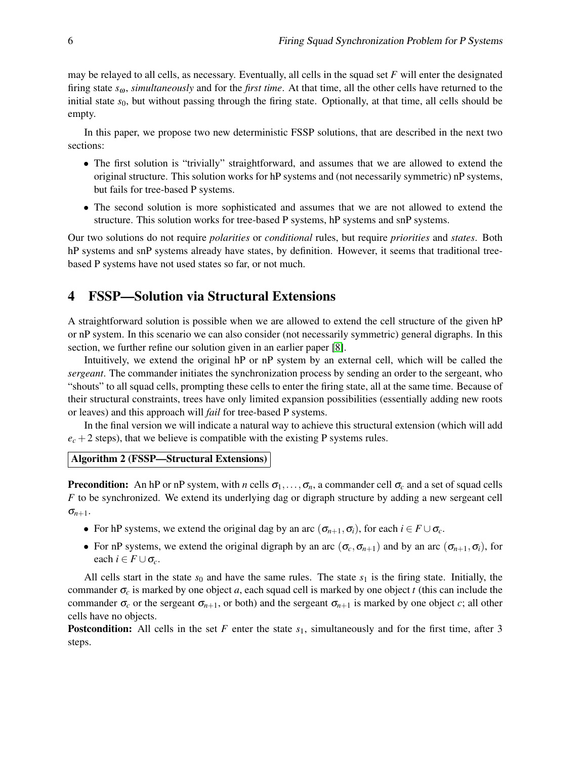may be relayed to all cells, as necessary. Eventually, all cells in the squad set $F$ will enter the designated firing state $s_\omega$, *simultaneously* and for the *first time*. At that time, all the other cells have returned to the initial state $s_0$, but without passing through the firing state. Optionally, at that time, all cells should be empty.

In this paper, we propose two new deterministic FSSP solutions, that are described in the next two sections:

- The first solution is "trivially" straightforward, and assumes that we are allowed to extend the original structure. This solution works for hP systems and (not necessarily symmetric) nP systems, but fails for tree-based P systems.
- The second solution is more sophisticated and assumes that we are not allowed to extend the structure. This solution works for tree-based P systems, hP systems and snP systems.

Our two solutions do not require *polarities* or *conditional* rules, but require *priorities* and *states*. Both hP systems and snP systems already have states, by definition. However, it seems that traditional tree-based P systems have not used states so far, or not much.

## 4 FSSP—Solution via Structural Extensions

A straightforward solution is possible when we are allowed to extend the cell structure of the given hP or nP system. In this scenario we can also consider (not necessarily symmetric) general digraphs. In this section, we further refine our solution given in an earlier paper [8].

Intuitively, we extend the original hP or nP system by an external cell, which will be called the *sergeant*. The commander initiates the synchronization process by sending an order to the sergeant, who "shouts" to all squad cells, prompting these cells to enter the firing state, all at the same time. Because of their structural constraints, trees have only limited expansion possibilities (essentially adding new roots or leaves) and this approach will *fail* for tree-based P systems.

In the final version we will indicate a natural way to achieve this structural extension (which will add $e_c + 2$ steps), that we believe is compatible with the existing P systems rules.

**Algorithm 2 (FSSP—Structural Extensions)**

**Precondition:** An hP or nP system, with $n$ cells $\sigma_1, \ldots, \sigma_n$, a commander cell $\sigma_c$ and a set of squad cells $F$ to be synchronized. We extend its underlying dag or digraph structure by adding a new sergeant cell $\sigma_{n+1}$.

- For hP systems, we extend the original dag by an arc $(\sigma_{n+1}, \sigma_i)$, for each $i \in F \cup \sigma_c$.
- For nP systems, we extend the original digraph by an arc $(\sigma_c, \sigma_{n+1})$ and by an arc $(\sigma_{n+1}, \sigma_i)$, for each $i \in F \cup \sigma_c$.

All cells start in the state $s_0$ and have the same rules. The state $s_1$ is the firing state. Initially, the commander $\sigma_c$ is marked by one object $a$, each squad cell is marked by one object $t$ (this can include the commander $\sigma_c$ or the sergeant $\sigma_{n+1}$, or both) and the sergeant $\sigma_{n+1}$ is marked by one object $c$; all other cells have no objects.

**Postcondition:** All cells in the set $F$ enter the state $s_1$, simultaneously and for the first time, after 3 steps.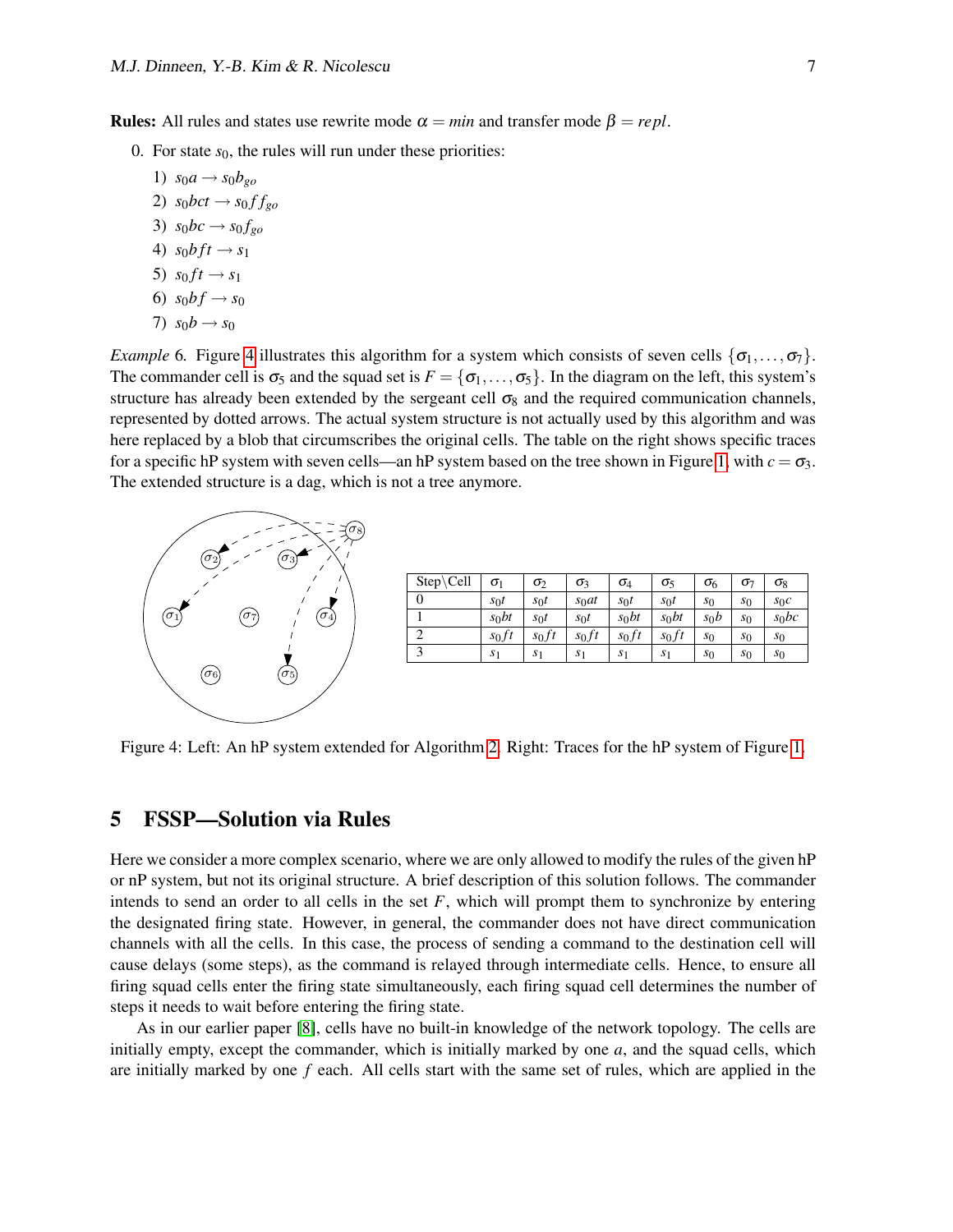**Rules:** All rules and states use rewrite mode $\alpha = min$ and transfer mode $\beta = repl$.

0. For state $s_0$, the rules will run under these priorities:

   1) $s_0 a \to s_0 b_{go}$
   2) $s_0 bct \to s_0 f f_{go}$
   3) $s_0 bc \to s_0 f_{go}$
   4) $s_0 bft \to s_1$
   5) $s_0 ft \to s_1$
   6) $s_0 bf \to s_0$
   7) $s_0 b \to s_0$

*Example* 6. Figure 4 illustrates this algorithm for a system which consists of seven cells $\{\sigma_1, \ldots, \sigma_7\}$. The commander cell is $\sigma_5$ and the squad set is $F = \{\sigma_1, \ldots, \sigma_5\}$. In the diagram on the left, this system's structure has already been extended by the sergeant cell $\sigma_8$ and the required communication channels, represented by dotted arrows. The actual system structure is not actually used by this algorithm and was here replaced by a blob that circumscribes the original cells. The table on the right shows specific traces for a specific hP system with seven cells—an hP system based on the tree shown in Figure 1, with $c = \sigma_3$. The extended structure is a dag, which is not a tree anymore.

| Step\Cell | $\sigma_1$ | $\sigma_2$ | $\sigma_3$ | $\sigma_4$ | $\sigma_5$ | $\sigma_6$ | $\sigma_7$ | $\sigma_8$ |
|---|---|---|---|---|---|---|---|---|
| 0 | $s_0t$ | $s_0t$ | $s_0at$ | $s_0t$ | $s_0t$ | $s_0$ | $s_0$ | $s_0c$ |
| 1 | $s_0bt$ | $s_0t$ | $s_0t$ | $s_0bt$ | $s_0bt$ | $s_0b$ | $s_0$ | $s_0bc$ |
| 2 | $s_0ft$ | $s_0ft$ | $s_0ft$ | $s_0ft$ | $s_0ft$ | $s_0$ | $s_0$ | $s_0$ |
| 3 | $s_1$ | $s_1$ | $s_1$ | $s_1$ | $s_1$ | $s_0$ | $s_0$ | $s_0$ |

Figure 4: Left: An hP system extended for Algorithm 2. Right: Traces for the hP system of Figure 1.

## 5 FSSP—Solution via Rules

Here we consider a more complex scenario, where we are only allowed to modify the rules of the given hP or nP system, but not its original structure. A brief description of this solution follows. The commander intends to send an order to all cells in the set $F$, which will prompt them to synchronize by entering the designated firing state. However, in general, the commander does not have direct communication channels with all the cells. In this case, the process of sending a command to the destination cell will cause delays (some steps), as the command is relayed through intermediate cells. Hence, to ensure all firing squad cells enter the firing state simultaneously, each firing squad cell determines the number of steps it needs to wait before entering the firing state.

As in our earlier paper [8], cells have no built-in knowledge of the network topology. The cells are initially empty, except the commander, which is initially marked by one $a$, and the squad cells, which are initially marked by one $f$ each. All cells start with the same set of rules, which are applied in the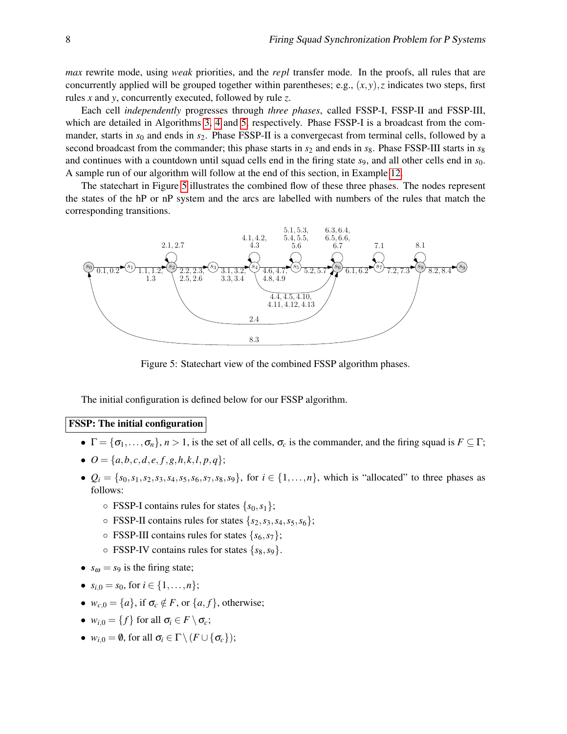*max* rewrite mode, using *weak* priorities, and the *repl* transfer mode. In the proofs, all rules that are concurrently applied will be grouped together within parentheses; e.g., $(x,y),z$ indicates two steps, first rules $x$ and $y$, concurrently executed, followed by rule $z$.

Each cell *independently* progresses through *three phases*, called FSSP-I, FSSP-II and FSSP-III, which are detailed in Algorithms 3, 4 and 5, respectively. Phase FSSP-I is a broadcast from the commander, starts in $s_0$ and ends in $s_2$. Phase FSSP-II is a convergecast from terminal cells, followed by a second broadcast from the commander; this phase starts in $s_2$ and ends in $s_8$. Phase FSSP-III starts in $s_8$ and continues with a countdown until squad cells end in the firing state $s_9$, and all other cells end in $s_0$. A sample run of our algorithm will follow at the end of this section, in Example 12.

The statechart in Figure 5 illustrates the combined flow of these three phases. The nodes represent the states of the hP or nP system and the arcs are labelled with numbers of the rules that match the corresponding transitions.

Figure 5: Statechart view of the combined FSSP algorithm phases.

The initial configuration is defined below for our FSSP algorithm.

**FSSP: The initial configuration**

- $\Gamma = \{\sigma_1, \dots, \sigma_n\}$, $n > 1$, is the set of all cells, $\sigma_c$ is the commander, and the firing squad is $F \subseteq \Gamma$;
- $O = \{a, b, c, d, e, f, g, h, k, l, p, q\}$;
- $Q_i = \{s_0, s_1, s_2, s_3, s_4, s_5, s_6, s_7, s_8, s_9\}$, for $i \in \{1, \dots, n\}$, which is "allocated" to three phases as follows:
  - FSSP-I contains rules for states $\{s_0, s_1\}$;
  - FSSP-II contains rules for states $\{s_2, s_3, s_4, s_5, s_6\}$;
  - FSSP-III contains rules for states $\{s_6, s_7\}$;
  - FSSP-IV contains rules for states $\{s_8, s_9\}$.
- $s_\omega = s_9$ is the firing state;
- $s_{i,0} = s_0$, for $i \in \{1, \dots, n\}$;
- $w_{c,0} = \{a\}$, if $\sigma_c \notin F$, or $\{a, f\}$, otherwise;
- $w_{i,0} = \{f\}$ for all $\sigma_i \in F \setminus \sigma_c$;
- $w_{i,0} = \emptyset$, for all $\sigma_i \in \Gamma \setminus (F \cup \{\sigma_c\})$;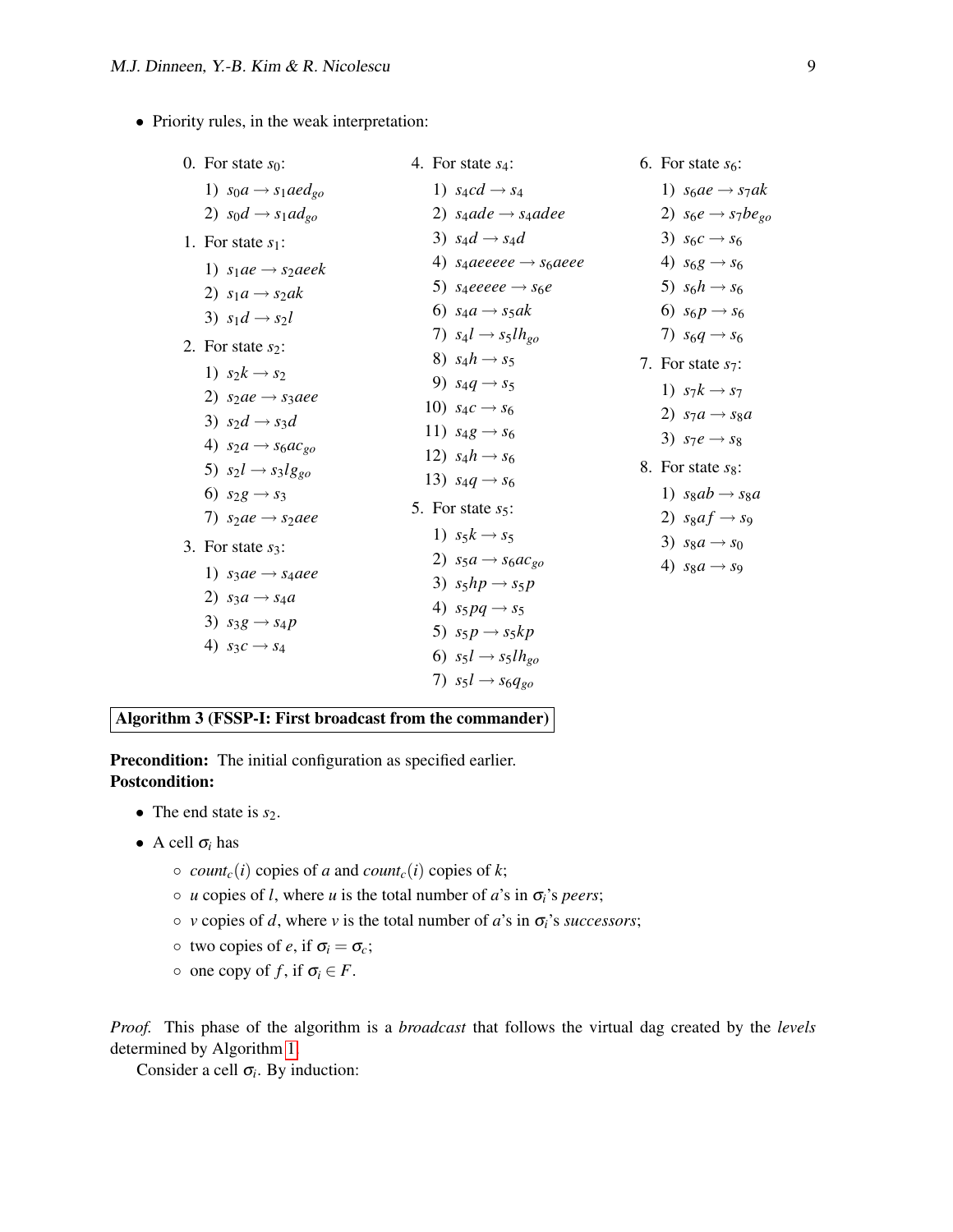- Priority rules, in the weak interpretation:

0. For state $s_0$:
   1) $s_0a \to s_1aed_{go}$
   2) $s_0d \to s_1ad_{go}$
1. For state $s_1$:
   1) $s_1ae \to s_2aeek$
   2) $s_1a \to s_2ak$
   3) $s_1d \to s_2l$
2. For state $s_2$:
   1) $s_2k \to s_2$
   2) $s_2ae \to s_3aee$
   3) $s_2d \to s_3d$
   4) $s_2a \to s_6ac_{go}$
   5) $s_2l \to s_3lg_{go}$
   6) $s_2g \to s_3$
   7) $s_2ae \to s_2aee$
3. For state $s_3$:
   1) $s_3ae \to s_4aee$
   2) $s_3a \to s_4a$
   3) $s_3g \to s_4p$
   4) $s_3c \to s_4$
4. For state $s_4$:
   1) $s_4cd \to s_4$
   2) $s_4ade \to s_4adee$
   3) $s_4d \to s_4d$
   4) $s_4aeeeee \to s_6aeee$
   5) $s_4eeeee \to s_6e$
   6) $s_4a \to s_5ak$
   7) $s_4l \to s_5lh_{go}$
   8) $s_4h \to s_5$
   9) $s_4q \to s_5$
   10) $s_4c \to s_6$
   11) $s_4g \to s_6$
   12) $s_4h \to s_6$
   13) $s_4q \to s_6$
5. For state $s_5$:
   1) $s_5k \to s_5$
   2) $s_5a \to s_6ac_{go}$
   3) $s_5hp \to s_5p$
   4) $s_5pq \to s_5$
   5) $s_5p \to s_5kp$
   6) $s_5l \to s_5lh_{go}$
   7) $s_5l \to s_6q_{go}$
6. For state $s_6$:
   1) $s_6ae \to s_7ak$
   2) $s_6e \to s_7be_{go}$
   3) $s_6c \to s_6$
   4) $s_6g \to s_6$
   5) $s_6h \to s_6$
   6) $s_6p \to s_6$
   7) $s_6q \to s_6$
7. For state $s_7$:
   1) $s_7k \to s_7$
   2) $s_7a \to s_8a$
   3) $s_7e \to s_8$
8. For state $s_8$:
   1) $s_8ab \to s_8a$
   2) $s_8af \to s_9$
   3) $s_8a \to s_0$
   4) $s_8a \to s_9$

**Algorithm 3 (FSSP-I: First broadcast from the commander)**

**Precondition:** The initial configuration as specified earlier.
**Postcondition:**

- The end state is $s_2$.
- A cell $\sigma_i$ has
  - $count_c(i)$ copies of $a$ and $count_c(i)$ copies of $k$;
  - $u$ copies of $l$, where $u$ is the total number of $a$'s in $\sigma_i$'s *peers*;
  - $v$ copies of $d$, where $v$ is the total number of $a$'s in $\sigma_i$'s *successors*;
  - two copies of $e$, if $\sigma_i = \sigma_c$;
  - one copy of $f$, if $\sigma_i \in F$.

*Proof.* This phase of the algorithm is a *broadcast* that follows the virtual dag created by the *levels* determined by Algorithm 1.

Consider a cell $\sigma_i$. By induction: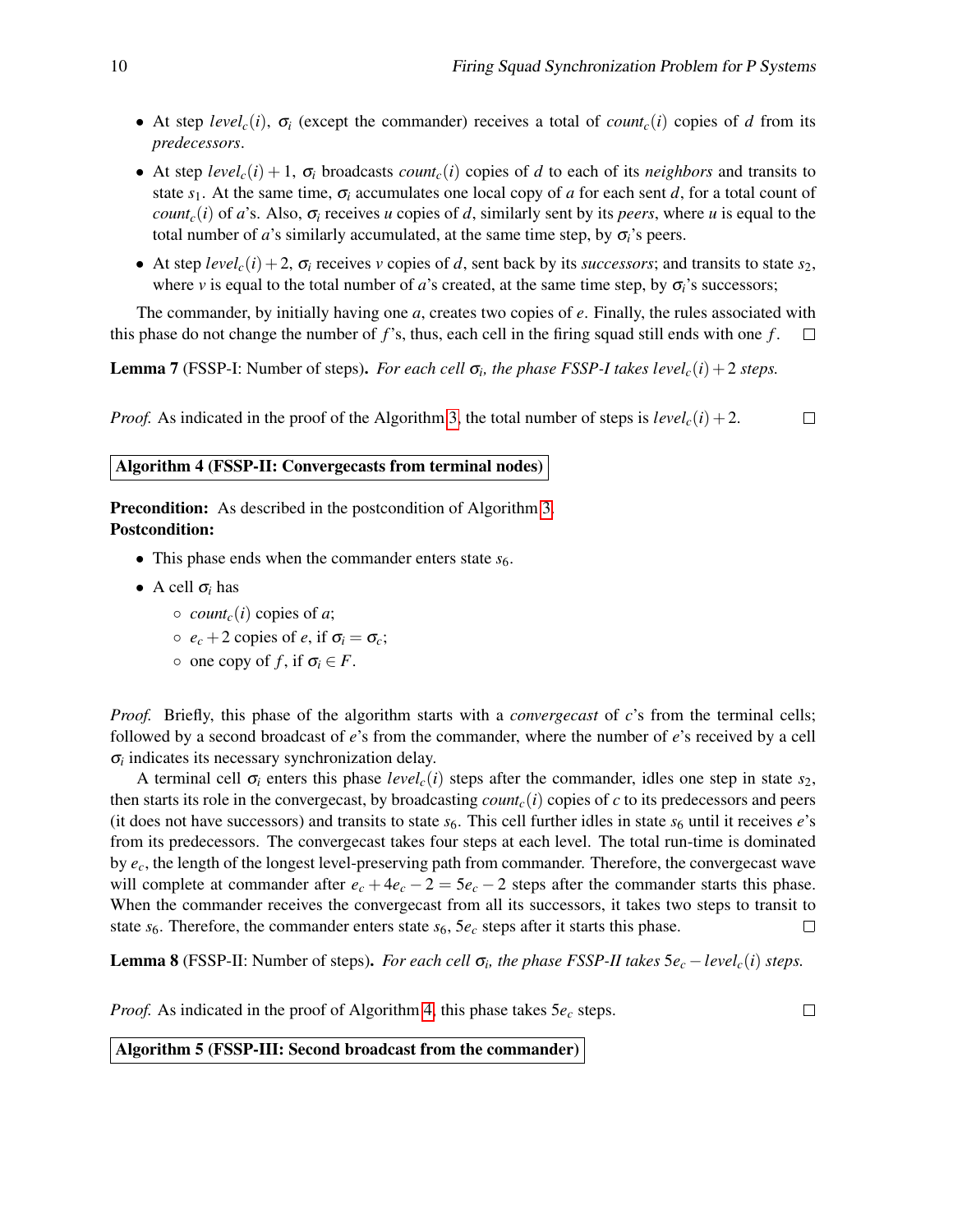- At step $level_c(i)$, $\sigma_i$ (except the commander) receives a total of $count_c(i)$ copies of $d$ from its *predecessors*.
- At step $level_c(i)+1$, $\sigma_i$ broadcasts $count_c(i)$ copies of $d$ to each of its *neighbors* and transits to state $s_1$. At the same time, $\sigma_i$ accumulates one local copy of $a$ for each sent $d$, for a total count of $count_c(i)$ of $a$'s. Also, $\sigma_i$ receives $u$ copies of $d$, similarly sent by its *peers*, where $u$ is equal to the total number of $a$'s similarly accumulated, at the same time step, by $\sigma_i$'s peers.
- At step $level_c(i)+2$, $\sigma_i$ receives $v$ copies of $d$, sent back by its *successors*; and transits to state $s_2$, where $v$ is equal to the total number of $a$'s created, at the same time step, by $\sigma_i$'s successors;

The commander, by initially having one $a$, creates two copies of $e$. Finally, the rules associated with this phase do not change the number of $f$'s, thus, each cell in the firing squad still ends with one $f$. □

**Lemma 7** (FSSP-I: Number of steps). *For each cell $\sigma_i$, the phase FSSP-I takes $level_c(i)+2$ steps.*

*Proof.* As indicated in the proof of the Algorithm 3, the total number of steps is $level_c(i)+2$. □

**Algorithm 4 (FSSP-II: Convergecasts from terminal nodes)**

**Precondition:** As described in the postcondition of Algorithm 3.
**Postcondition:**

- This phase ends when the commander enters state $s_6$.
- A cell $\sigma_i$ has
  - $count_c(i)$ copies of $a$;
  - $e_c+2$ copies of $e$, if $\sigma_i = \sigma_c$;
  - one copy of $f$, if $\sigma_i \in F$.

*Proof.* Briefly, this phase of the algorithm starts with a *convergecast* of $c$'s from the terminal cells; followed by a second broadcast of $e$'s from the commander, where the number of $e$'s received by a cell $\sigma_i$ indicates its necessary synchronization delay.

A terminal cell $\sigma_i$ enters this phase $level_c(i)$ steps after the commander, idles one step in state $s_2$, then starts its role in the convergecast, by broadcasting $count_c(i)$ copies of $c$ to its predecessors and peers (it does not have successors) and transits to state $s_6$. This cell further idles in state $s_6$ until it receives $e$'s from its predecessors. The convergecast takes four steps at each level. The total run-time is dominated by $e_c$, the length of the longest level-preserving path from commander. Therefore, the convergecast wave will complete at commander after $e_c+4e_c-2 = 5e_c-2$ steps after the commander starts this phase. When the commander receives the convergecast from all its successors, it takes two steps to transit to state $s_6$. Therefore, the commander enters state $s_6$, $5e_c$ steps after it starts this phase. □

**Lemma 8** (FSSP-II: Number of steps). *For each cell $\sigma_i$, the phase FSSP-II takes $5e_c - level_c(i)$ steps.*

*Proof.* As indicated in the proof of Algorithm 4, this phase takes $5e_c$ steps. □

**Algorithm 5 (FSSP-III: Second broadcast from the commander)**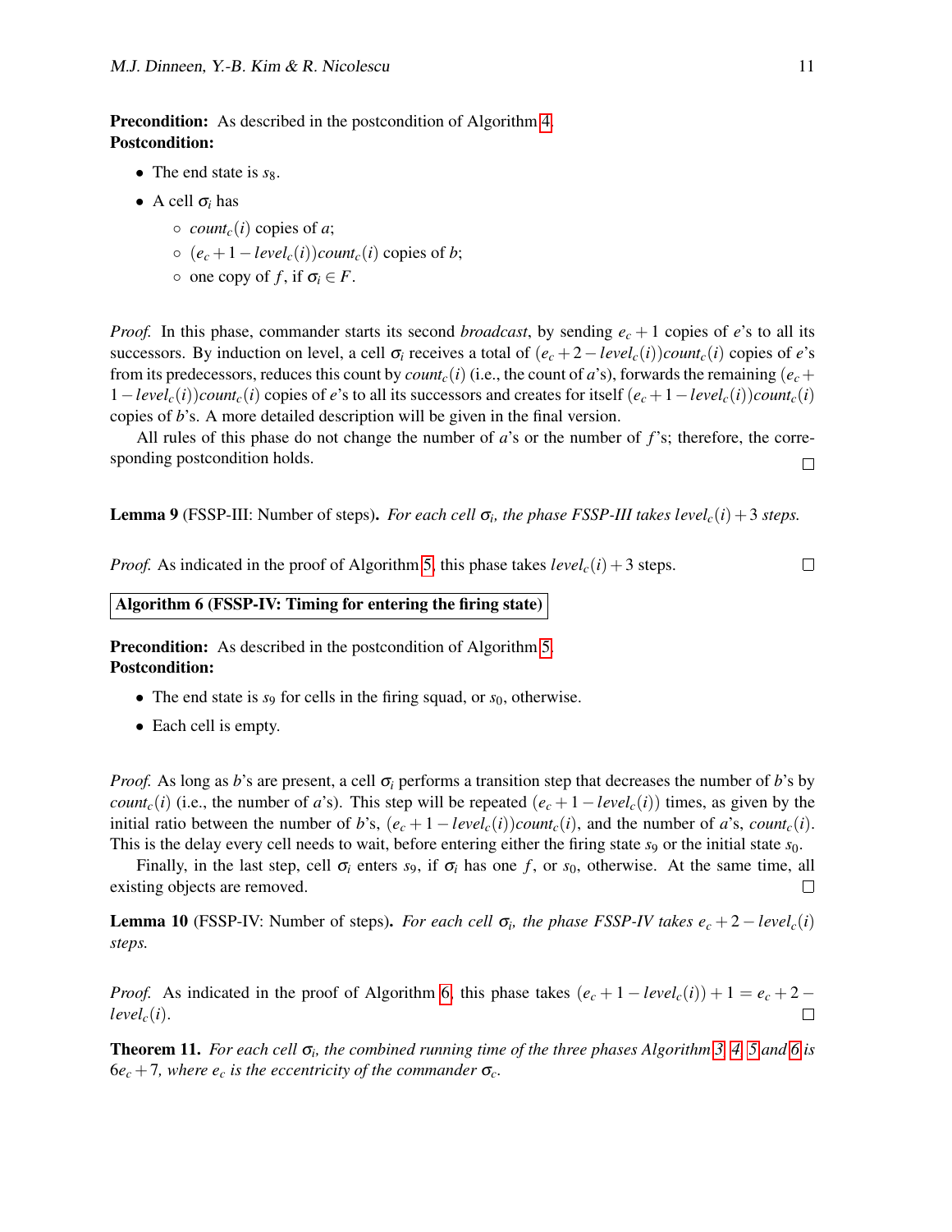**Precondition:** As described in the postcondition of Algorithm 4.
**Postcondition:**

- The end state is $s_8$.
- A cell $\sigma_i$ has
  - $count_c(i)$ copies of $a$;
  - $(e_c + 1 - level_c(i))count_c(i)$ copies of $b$;
  - one copy of $f$, if $\sigma_i \in F$.

*Proof.* In this phase, commander starts its second *broadcast*, by sending $e_c + 1$ copies of $e$'s to all its successors. By induction on level, a cell $\sigma_i$ receives a total of $(e_c + 2 - level_c(i))count_c(i)$ copies of $e$'s from its predecessors, reduces this count by $count_c(i)$ (i.e., the count of $a$'s), forwards the remaining $(e_c + 1 - level_c(i))count_c(i)$ copies of $e$'s to all its successors and creates for itself $(e_c + 1 - level_c(i))count_c(i)$ copies of $b$'s. A more detailed description will be given in the final version.

All rules of this phase do not change the number of $a$'s or the number of $f$'s; therefore, the corresponding postcondition holds. □

**Lemma 9** (FSSP-III: Number of steps)**.** *For each cell $\sigma_i$, the phase FSSP-III takes $level_c(i) + 3$ steps.*

*Proof.* As indicated in the proof of Algorithm 5, this phase takes $level_c(i) + 3$ steps. □

**Algorithm 6 (FSSP-IV: Timing for entering the firing state)**

**Precondition:** As described in the postcondition of Algorithm 5.
**Postcondition:**

- The end state is $s_9$ for cells in the firing squad, or $s_0$, otherwise.
- Each cell is empty.

*Proof.* As long as $b$'s are present, a cell $\sigma_i$ performs a transition step that decreases the number of $b$'s by $count_c(i)$ (i.e., the number of $a$'s). This step will be repeated $(e_c + 1 - level_c(i))$ times, as given by the initial ratio between the number of $b$'s, $(e_c + 1 - level_c(i))count_c(i)$, and the number of $a$'s, $count_c(i)$. This is the delay every cell needs to wait, before entering either the firing state $s_9$ or the initial state $s_0$.

Finally, in the last step, cell $\sigma_i$ enters $s_9$, if $\sigma_i$ has one $f$, or $s_0$, otherwise. At the same time, all existing objects are removed. □

**Lemma 10** (FSSP-IV: Number of steps)**.** *For each cell $\sigma_i$, the phase FSSP-IV takes $e_c + 2 - level_c(i)$ steps.*

*Proof.* As indicated in the proof of Algorithm 6, this phase takes $(e_c + 1 - level_c(i)) + 1 = e_c + 2 - level_c(i)$. □

**Theorem 11.** *For each cell $\sigma_i$, the combined running time of the three phases Algorithm 3, 4, 5 and 6 is $6e_c + 7$, where $e_c$ is the eccentricity of the commander $\sigma_c$.*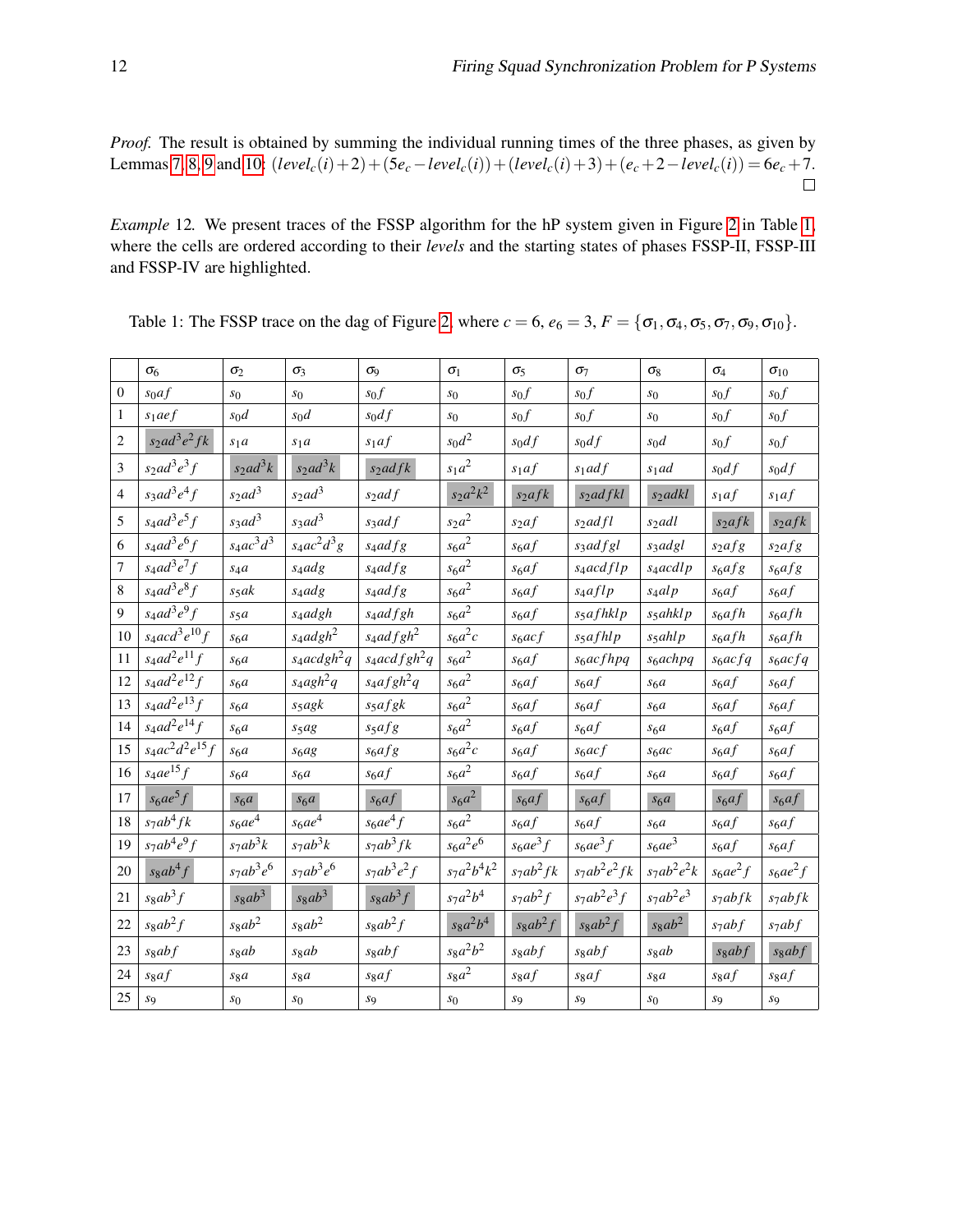*Proof.* The result is obtained by summing the individual running times of the three phases, as given by Lemmas 7, 8, 9 and 10: $(level_c(i)+2)+(5e_c-level_c(i))+(level_c(i)+3)+(e_c+2-level_c(i)) = 6e_c+7$. □

*Example* 12. We present traces of the FSSP algorithm for the hP system given in Figure 2 in Table 1, where the cells are ordered according to their *levels* and the starting states of phases FSSP-II, FSSP-III and FSSP-IV are highlighted.

Table 1: The FSSP trace on the dag of Figure 2, where $c = 6$, $e_6 = 3$, $F = \{\sigma_1, \sigma_4, \sigma_5, \sigma_7, \sigma_9, \sigma_{10}\}$.

| | $\sigma_6$ | $\sigma_2$ | $\sigma_3$ | $\sigma_9$ | $\sigma_1$ | $\sigma_5$ | $\sigma_7$ | $\sigma_8$ | $\sigma_4$ | $\sigma_{10}$ |
|---|---|---|---|---|---|---|---|---|---|---|
| 0 | $s_0af$ | $s_0$ | $s_0$ | $s_0f$ | $s_0$ | $s_0f$ | $s_0f$ | $s_0$ | $s_0f$ | $s_0f$ |
| 1 | $s_1aef$ | $s_0d$ | $s_0d$ | $s_0df$ | $s_0$ | $s_0f$ | $s_0f$ | $s_0$ | $s_0f$ | $s_0f$ |
| 2 | $s_2ad^3e^2fk$ | $s_1a$ | $s_1a$ | $s_1af$ | $s_0d^2$ | $s_0df$ | $s_0df$ | $s_0d$ | $s_0f$ | $s_0f$ |
| 3 | $s_2ad^3e^3f$ | $s_2ad^3k$ | $s_2ad^3k$ | $s_2adfk$ | $s_1a^2$ | $s_1af$ | $s_1adf$ | $s_1ad$ | $s_0df$ | $s_0df$ |
| 4 | $s_3ad^3e^4f$ | $s_2ad^3$ | $s_2ad^3$ | $s_2adf$ | $s_2a^2k^2$ | $s_2afk$ | $s_2adfkl$ | $s_2adkl$ | $s_1af$ | $s_1af$ |
| 5 | $s_4ad^3e^5f$ | $s_3ad^3$ | $s_3ad^3$ | $s_3adf$ | $s_2a^2$ | $s_2af$ | $s_2adfl$ | $s_2adl$ | $s_2afk$ | $s_2afk$ |
| 6 | $s_4ad^3e^6f$ | $s_4ac^3d^3$ | $s_4ac^2d^3g$ | $s_4adfg$ | $s_6a^2$ | $s_6af$ | $s_3adfgl$ | $s_3adgl$ | $s_2afg$ | $s_2afg$ |
| 7 | $s_4ad^3e^7f$ | $s_4a$ | $s_4adg$ | $s_4adfg$ | $s_6a^2$ | $s_6af$ | $s_4acdflp$ | $s_4acdlp$ | $s_6afg$ | $s_6afg$ |
| 8 | $s_4ad^3e^8f$ | $s_5ak$ | $s_4adg$ | $s_4adfg$ | $s_6a^2$ | $s_6af$ | $s_4aflp$ | $s_4alp$ | $s_6af$ | $s_6af$ |
| 9 | $s_4ad^3e^9f$ | $s_5a$ | $s_4adgh$ | $s_4adfgh$ | $s_6a^2$ | $s_6af$ | $s_5afhklp$ | $s_5ahklp$ | $s_6afh$ | $s_6afh$ |
| 10 | $s_4acd^3e^{10}f$ | $s_6a$ | $s_4adgh^2$ | $s_4adfgh^2$ | $s_6a^2c$ | $s_6acf$ | $s_5afhlp$ | $s_5ahlp$ | $s_6afh$ | $s_6afh$ |
| 11 | $s_4ad^2e^{11}f$ | $s_6a$ | $s_4acdgh^2q$ | $s_4acdfgh^2q$ | $s_6a^2$ | $s_6af$ | $s_6acfhpq$ | $s_6achpq$ | $s_6acfq$ | $s_6acfq$ |
| 12 | $s_4ad^2e^{12}f$ | $s_6a$ | $s_4agh^2q$ | $s_4afgh^2q$ | $s_6a^2$ | $s_6af$ | $s_6af$ | $s_6a$ | $s_6af$ | $s_6af$ |
| 13 | $s_4ad^2e^{13}f$ | $s_6a$ | $s_5agk$ | $s_5afgk$ | $s_6a^2$ | $s_6af$ | $s_6af$ | $s_6a$ | $s_6af$ | $s_6af$ |
| 14 | $s_4ad^2e^{14}f$ | $s_6a$ | $s_5ag$ | $s_5afg$ | $s_6a^2$ | $s_6af$ | $s_6af$ | $s_6a$ | $s_6af$ | $s_6af$ |
| 15 | $s_4ac^2d^2e^{15}f$ | $s_6a$ | $s_6ag$ | $s_6afg$ | $s_6a^2c$ | $s_6af$ | $s_6acf$ | $s_6ac$ | $s_6af$ | $s_6af$ |
| 16 | $s_4ae^{15}f$ | $s_6a$ | $s_6a$ | $s_6af$ | $s_6a^2$ | $s_6af$ | $s_6af$ | $s_6a$ | $s_6af$ | $s_6af$ |
| 17 | $s_6ae^5f$ | $s_6a$ | $s_6a$ | $s_6af$ | $s_6a^2$ | $s_6af$ | $s_6af$ | $s_6a$ | $s_6af$ | $s_6af$ |
| 18 | $s_7ab^4fk$ | $s_6ae^4$ | $s_6ae^4$ | $s_6ae^4f$ | $s_6a^2$ | $s_6af$ | $s_6af$ | $s_6a$ | $s_6af$ | $s_6af$ |
| 19 | $s_7ab^4e^9f$ | $s_7ab^3k$ | $s_7ab^3k$ | $s_7ab^3fk$ | $s_6a^2e^6$ | $s_6ae^3f$ | $s_6ae^3f$ | $s_6ae^3$ | $s_6af$ | $s_6af$ |
| 20 | $s_8ab^4f$ | $s_7ab^3e^6$ | $s_7ab^3e^6$ | $s_7ab^3e^2f$ | $s_7a^2b^4k^2$ | $s_7ab^2fk$ | $s_7ab^2e^2fk$ | $s_7ab^2e^2k$ | $s_6ae^2f$ | $s_6ae^2f$ |
| 21 | $s_8ab^3f$ | $s_8ab^3$ | $s_8ab^3$ | $s_8ab^3f$ | $s_7a^2b^4$ | $s_7ab^2f$ | $s_7ab^2e^3f$ | $s_7ab^2e^3$ | $s_7abfk$ | $s_7abfk$ |
| 22 | $s_8ab^2f$ | $s_8ab^2$ | $s_8ab^2$ | $s_8ab^2f$ | $s_8a^2b^4$ | $s_8ab^2f$ | $s_8ab^2f$ | $s_8ab^2$ | $s_7abf$ | $s_7abf$ |
| 23 | $s_8abf$ | $s_8ab$ | $s_8ab$ | $s_8abf$ | $s_8a^2b^2$ | $s_8abf$ | $s_8abf$ | $s_8ab$ | $s_8abf$ | $s_8abf$ |
| 24 | $s_8af$ | $s_8a$ | $s_8a$ | $s_8af$ | $s_8a^2$ | $s_8af$ | $s_8af$ | $s_8a$ | $s_8af$ | $s_8af$ |
| 25 | $s_9$ | $s_0$ | $s_0$ | $s_9$ | $s_0$ | $s_9$ | $s_9$ | $s_0$ | $s_9$ | $s_9$ |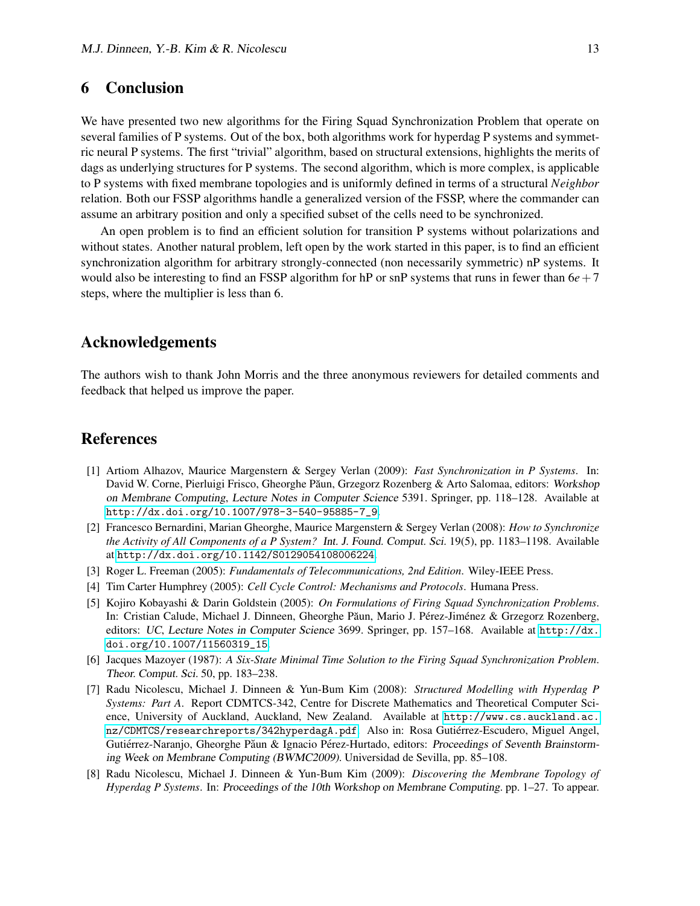## 6 Conclusion

We have presented two new algorithms for the Firing Squad Synchronization Problem that operate on several families of P systems. Out of the box, both algorithms work for hyperdag P systems and symmetric neural P systems. The first "trivial" algorithm, based on structural extensions, highlights the merits of dags as underlying structures for P systems. The second algorithm, which is more complex, is applicable to P systems with fixed membrane topologies and is uniformly defined in terms of a structural *Neighbor* relation. Both our FSSP algorithms handle a generalized version of the FSSP, where the commander can assume an arbitrary position and only a specified subset of the cells need to be synchronized.

An open problem is to find an efficient solution for transition P systems without polarizations and without states. Another natural problem, left open by the work started in this paper, is to find an efficient synchronization algorithm for arbitrary strongly-connected (non necessarily symmetric) nP systems. It would also be interesting to find an FSSP algorithm for hP or snP systems that runs in fewer than $6e+7$ steps, where the multiplier is less than 6.

## Acknowledgements

The authors wish to thank John Morris and the three anonymous reviewers for detailed comments and feedback that helped us improve the paper.

## References

[1] Artiom Alhazov, Maurice Margenstern & Sergey Verlan (2009): *Fast Synchronization in P Systems*. In: David W. Corne, Pierluigi Frisco, Gheorghe Păun, Grzegorz Rozenberg & Arto Salomaa, editors: *Workshop on Membrane Computing*, *Lecture Notes in Computer Science* 5391. Springer, pp. 118–128. Available at http://dx.doi.org/10.1007/978-3-540-95885-7_9.

[2] Francesco Bernardini, Marian Gheorghe, Maurice Margenstern & Sergey Verlan (2008): *How to Synchronize the Activity of All Components of a P System?* Int. J. Found. Comput. Sci. 19(5), pp. 1183–1198. Available at http://dx.doi.org/10.1142/S0129054108006224.

[3] Roger L. Freeman (2005): *Fundamentals of Telecommunications, 2nd Edition*. Wiley-IEEE Press.

[4] Tim Carter Humphrey (2005): *Cell Cycle Control: Mechanisms and Protocols*. Humana Press.

[5] Kojiro Kobayashi & Darin Goldstein (2005): *On Formulations of Firing Squad Synchronization Problems*. In: Cristian Calude, Michael J. Dinneen, Gheorghe Păun, Mario J. Pérez-Jiménez & Grzegorz Rozenberg, editors: *UC*, *Lecture Notes in Computer Science* 3699. Springer, pp. 157–168. Available at http://dx.doi.org/10.1007/11560319_15.

[6] Jacques Mazoyer (1987): *A Six-State Minimal Time Solution to the Firing Squad Synchronization Problem*. Theor. Comput. Sci. 50, pp. 183–238.

[7] Radu Nicolescu, Michael J. Dinneen & Yun-Bum Kim (2008): *Structured Modelling with Hyperdag P Systems: Part A*. Report CDMTCS-342, Centre for Discrete Mathematics and Theoretical Computer Science, University of Auckland, Auckland, New Zealand. Available at http://www.cs.auckland.ac.nz/CDMTCS/researchreports/342hyperdagA.pdf. Also in: Rosa Gutiérrez-Escudero, Miguel Angel, Gutiérrez-Naranjo, Gheorghe Păun & Ignacio Pérez-Hurtado, editors: *Proceedings of Seventh Brainstorming Week on Membrane Computing (BWMC2009)*. Universidad de Sevilla, pp. 85–108.

[8] Radu Nicolescu, Michael J. Dinneen & Yun-Bum Kim (2009): *Discovering the Membrane Topology of Hyperdag P Systems*. In: *Proceedings of the 10th Workshop on Membrane Computing*. pp. 1–27. To appear.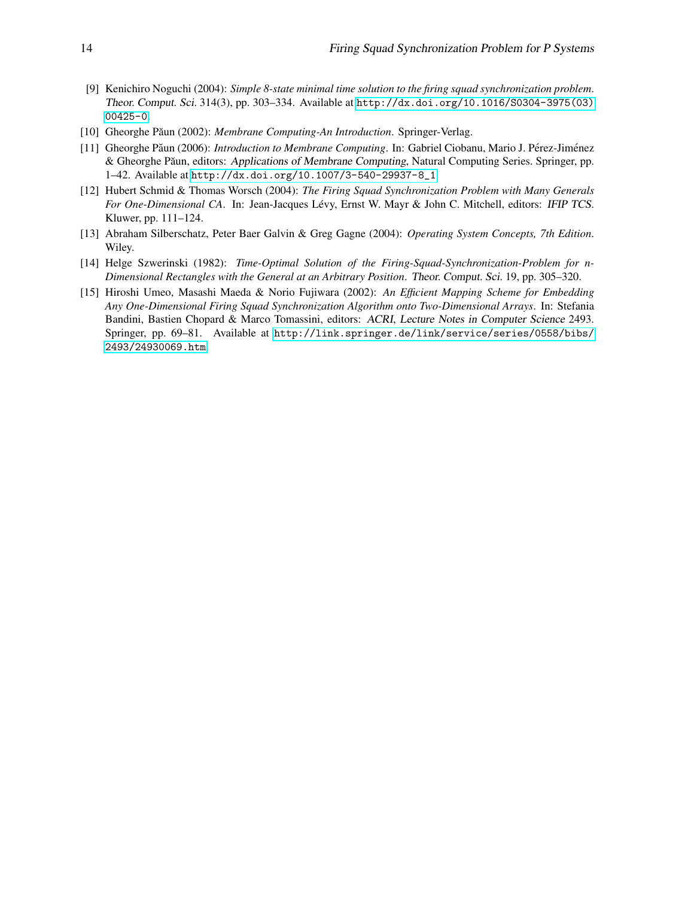[9] Kenichiro Noguchi (2004): *Simple 8-state minimal time solution to the firing squad synchronization problem*. Theor. Comput. Sci. 314(3), pp. 303–334. Available at http://dx.doi.org/10.1016/S0304-3975(03)00425-0.

[10] Gheorghe Păun (2002): *Membrane Computing-An Introduction*. Springer-Verlag.

[11] Gheorghe Păun (2006): *Introduction to Membrane Computing*. In: Gabriel Ciobanu, Mario J. Pérez-Jiménez & Gheorghe Păun, editors: Applications of Membrane Computing, Natural Computing Series. Springer, pp. 1–42. Available at http://dx.doi.org/10.1007/3-540-29937-8_1.

[12] Hubert Schmid & Thomas Worsch (2004): *The Firing Squad Synchronization Problem with Many Generals For One-Dimensional CA*. In: Jean-Jacques Lévy, Ernst W. Mayr & John C. Mitchell, editors: IFIP TCS. Kluwer, pp. 111–124.

[13] Abraham Silberschatz, Peter Baer Galvin & Greg Gagne (2004): *Operating System Concepts, 7th Edition*. Wiley.

[14] Helge Szwerinski (1982): *Time-Optimal Solution of the Firing-Squad-Synchronization-Problem for n-Dimensional Rectangles with the General at an Arbitrary Position*. Theor. Comput. Sci. 19, pp. 305–320.

[15] Hiroshi Umeo, Masashi Maeda & Norio Fujiwara (2002): *An Efficient Mapping Scheme for Embedding Any One-Dimensional Firing Squad Synchronization Algorithm onto Two-Dimensional Arrays*. In: Stefania Bandini, Bastien Chopard & Marco Tomassini, editors: ACRI, Lecture Notes in Computer Science 2493. Springer, pp. 69–81. Available at http://link.springer.de/link/service/series/0558/bibs/2493/24930069.htm.